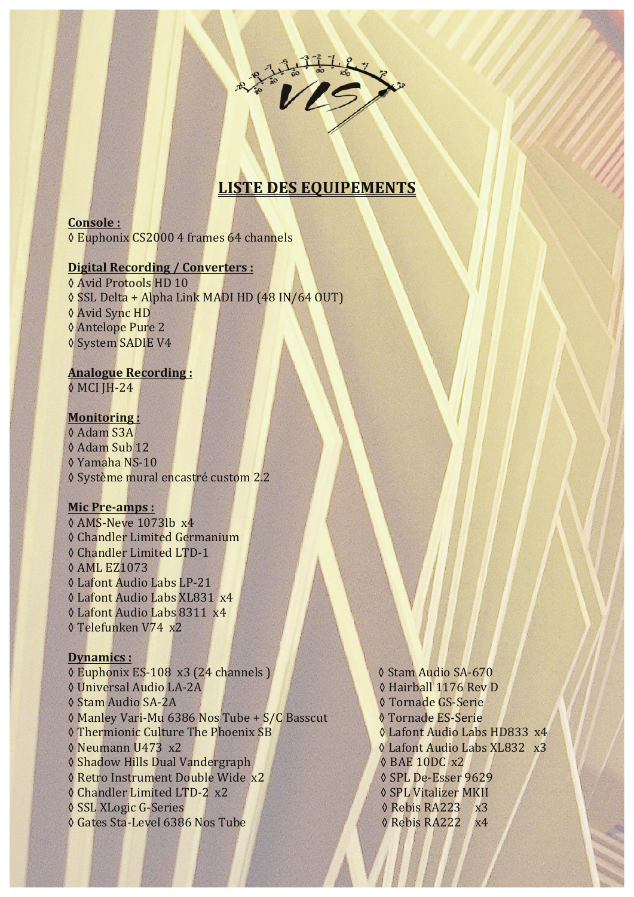# LISTE DES EQUIPEMENTS

**Console :**

◊ Euphonix CS2000 4 frames 64 channels

**Digital Recording / Converters :**

◊ Avid Protools HD 10
◊ SSL Delta + Alpha Link MADI HD (48 IN/64 OUT)
◊ Avid Sync HD
◊ Antelope Pure 2
◊ System SADIE V4

**Analogue Recording :**

◊ MCI JH-24

**Monitoring :**

◊ Adam S3A
◊ Adam Sub 12
◊ Yamaha NS-10
◊ Système mural encastré custom 2.2

**Mic Pre-amps :**

◊ AMS-Neve 1073lb x4
◊ Chandler Limited Germanium
◊ Chandler Limited LTD-1
◊ AML EZ1073
◊ Lafont Audio Labs LP-21
◊ Lafont Audio Labs XL831 x4
◊ Lafont Audio Labs 8311 x4
◊ Telefunken V74 x2

**Dynamics :**

◊ Euphonix ES-108 x3 (24 channels )
◊ Universal Audio LA-2A
◊ Stam Audio SA-2A
◊ Manley Vari-Mu 6386 Nos Tube + S/C Basscut
◊ Thermionic Culture The Phoenix SB
◊ Neumann U473 x2
◊ Shadow Hills Dual Vandergraph
◊ Retro Instrument Double Wide x2
◊ Chandler Limited LTD-2 x2
◊ SSL XLogic G-Series
◊ Gates Sta-Level 6386 Nos Tube
◊ Stam Audio SA-670
◊ Hairball 1176 Rev D
◊ Tornade GS-Serie
◊ Tornade ES-Serie
◊ Lafont Audio Labs HD833 x4
◊ Lafont Audio Labs XL832 x3
◊ BAE 10DC x2
◊ SPL De-Esser 9629
◊ SPL Vitalizer MKII
◊ Rebis RA223 x3
◊ Rebis RA222 x4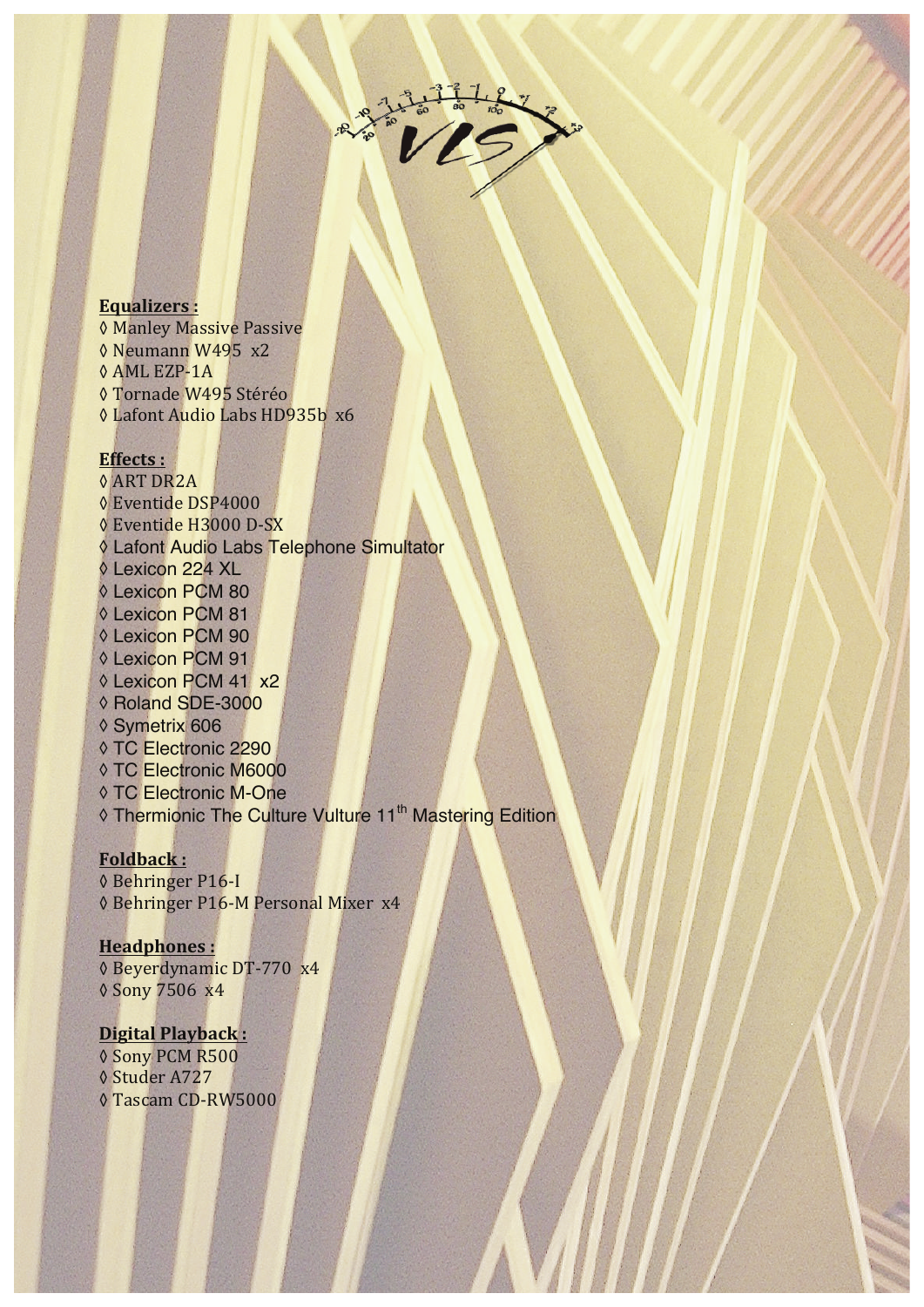**Equalizers :**

◊ Manley Massive Passive
◊ Neumann W495 x2
◊ AML EZP-1A
◊ Tornade W495 Stéréo
◊ Lafont Audio Labs HD935b x6

**Effects :**

◊ ART DR2A
◊ Eventide DSP4000
◊ Eventide H3000 D-SX
◊ Lafont Audio Labs Telephone Simulator
◊ Lexicon 224 XL
◊ Lexicon PCM 80
◊ Lexicon PCM 81
◊ Lexicon PCM 90
◊ Lexicon PCM 91
◊ Lexicon PCM 41 x2
◊ Roland SDE-3000
◊ Symetrix 606
◊ TC Electronic 2290
◊ TC Electronic M6000
◊ TC Electronic M-One
◊ Thermionic The Culture Vulture 11th Mastering Edition

**Foldback :**

◊ Behringer P16-I
◊ Behringer P16-M Personal Mixer x4

**Headphones :**

◊ Beyerdynamic DT-770 x4
◊ Sony 7506 x4

**Digital Playback :**

◊ Sony PCM R500
◊ Studer A727
◊ Tascam CD-RW5000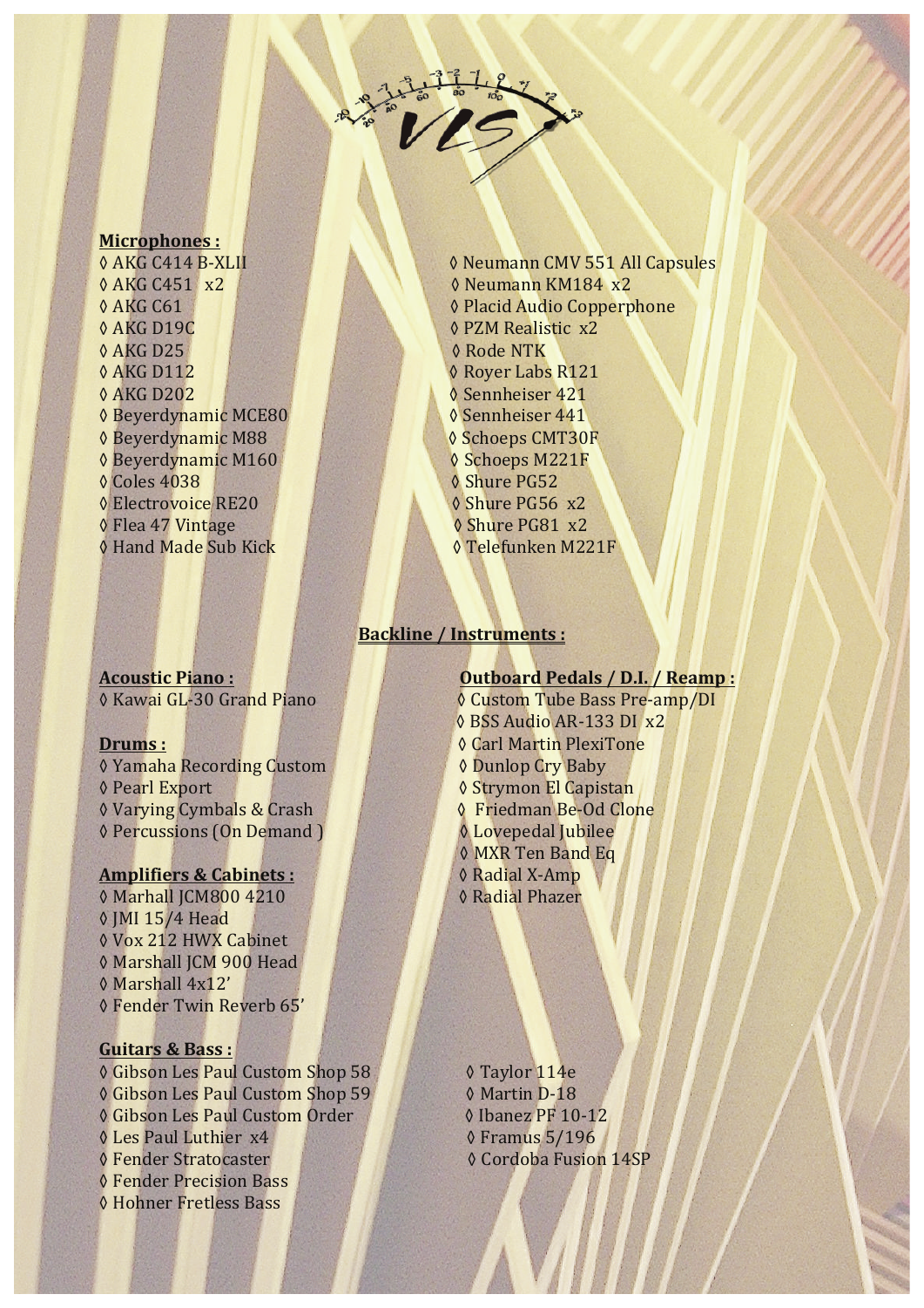## Microphones :

- ◊ AKG C414 B-XLII
- ◊ AKG C451 x2
- ◊ AKG C61
- ◊ AKG D19C
- ◊ AKG D25
- ◊ AKG D112
- ◊ AKG D202
- ◊ Beyerdynamic MCE80
- ◊ Beyerdynamic M88
- ◊ Beyerdynamic M160
- ◊ Coles 4038
- ◊ Electrovoice RE20
- ◊ Flea 47 Vintage
- ◊ Hand Made Sub Kick
- ◊ Neumann CMV 551 All Capsules
- ◊ Neumann KM184 x2
- ◊ Placid Audio Copperphone
- ◊ PZM Realistic x2
- ◊ Rode NTK
- ◊ Royer Labs R121
- ◊ Sennheiser 421
- ◊ Sennheiser 441
- ◊ Schoeps CMT30F
- ◊ Schoeps M221F
- ◊ Shure PG52
- ◊ Shure PG56 x2
- ◊ Shure PG81 x2
- ◊ Telefunken M221F

## Backline / Instruments :

### Acoustic Piano :

- ◊ Kawai GL-30 Grand Piano

### Drums :

- ◊ Yamaha Recording Custom
- ◊ Pearl Export
- ◊ Varying Cymbals & Crash
- ◊ Percussions (On Demand )

### Amplifiers & Cabinets :

- ◊ Marhall JCM800 4210
- ◊ JMI 15/4 Head
- ◊ Vox 212 HWX Cabinet
- ◊ Marshall JCM 900 Head
- ◊ Marshall 4x12’
- ◊ Fender Twin Reverb 65’

### Outboard Pedals / D.I. / Reamp :

- ◊ Custom Tube Bass Pre-amp/DI
- ◊ BSS Audio AR-133 DI x2
- ◊ Carl Martin PlexiTone
- ◊ Dunlop Cry Baby
- ◊ Strymon El Capistan
- ◊ Friedman Be-Od Clone
- ◊ Lovepedal Jubilee
- ◊ MXR Ten Band Eq
- ◊ Radial X-Amp
- ◊ Radial Phazer

### Guitars & Bass :

- ◊ Gibson Les Paul Custom Shop 58
- ◊ Gibson Les Paul Custom Shop 59
- ◊ Gibson Les Paul Custom Order
- ◊ Les Paul Luthier x4
- ◊ Fender Stratocaster
- ◊ Fender Precision Bass
- ◊ Hohner Fretless Bass
- ◊ Taylor 114e
- ◊ Martin D-18
- ◊ Ibanez PF 10-12
- ◊ Framus 5/196
- ◊ Cordoba Fusion 14SP